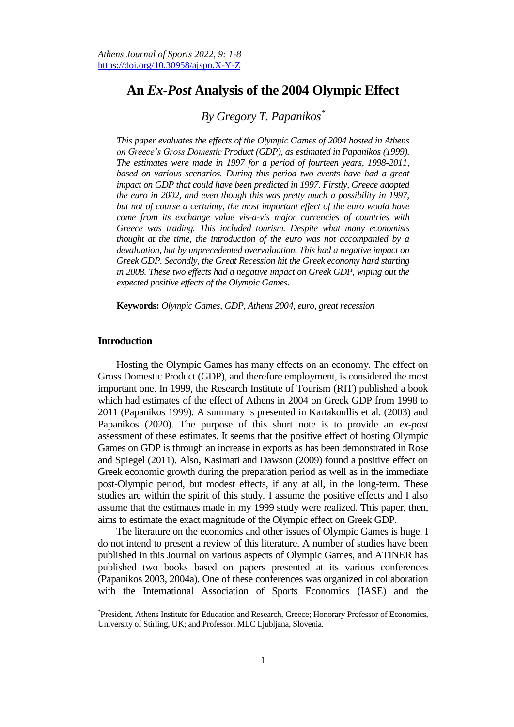# An *Ex-Post* Analysis of the 2004 Olympic Effect

*By Gregory T. Papanikos*[*]

*This paper evaluates the effects of the Olympic Games of 2004 hosted in Athens on Greece's Gross Domestic Product (GDP), as estimated in Papanikos (1999). The estimates were made in 1997 for a period of fourteen years, 1998-2011, based on various scenarios. During this period two events have had a great impact on GDP that could have been predicted in 1997. Firstly, Greece adopted the euro in 2002, and even though this was pretty much a possibility in 1997, but not of course a certainty, the most important effect of the euro would have come from its exchange value vis-a-vis major currencies of countries with Greece was trading. This included tourism. Despite what many economists thought at the time, the introduction of the euro was not accompanied by a devaluation, but by unprecedented overvaluation. This had a negative impact on Greek GDP. Secondly, the Great Recession hit the Greek economy hard starting in 2008. These two effects had a negative impact on Greek GDP, wiping out the expected positive effects of the Olympic Games.*

**Keywords:** *Olympic Games, GDP, Athens 2004, euro, great recession*

## Introduction

Hosting the Olympic Games has many effects on an economy. The effect on Gross Domestic Product (GDP), and therefore employment, is considered the most important one. In 1999, the Research Institute of Tourism (RIT) published a book which had estimates of the effect of Athens in 2004 on Greek GDP from 1998 to 2011 (Papanikos 1999). A summary is presented in Kartakoullis et al. (2003) and Papanikos (2020). The purpose of this short note is to provide an *ex-post* assessment of these estimates. It seems that the positive effect of hosting Olympic Games on GDP is through an increase in exports as has been demonstrated in Rose and Spiegel (2011). Also, Kasimati and Dawson (2009) found a positive effect on Greek economic growth during the preparation period as well as in the immediate post-Olympic period, but modest effects, if any at all, in the long-term. These studies are within the spirit of this study. I assume the positive effects and I also assume that the estimates made in my 1999 study were realized. This paper, then, aims to estimate the exact magnitude of the Olympic effect on Greek GDP.

The literature on the economics and other issues of Olympic Games is huge. I do not intend to present a review of this literature. A number of studies have been published in this Journal on various aspects of Olympic Games, and ATINER has published two books based on papers presented at its various conferences (Papanikos 2003, 2004a). One of these conferences was organized in collaboration with the International Association of Sports Economics (IASE) and the

[*] President, Athens Institute for Education and Research, Greece; Honorary Professor of Economics, University of Stirling, UK; and Professor, MLC Ljubljana, Slovenia.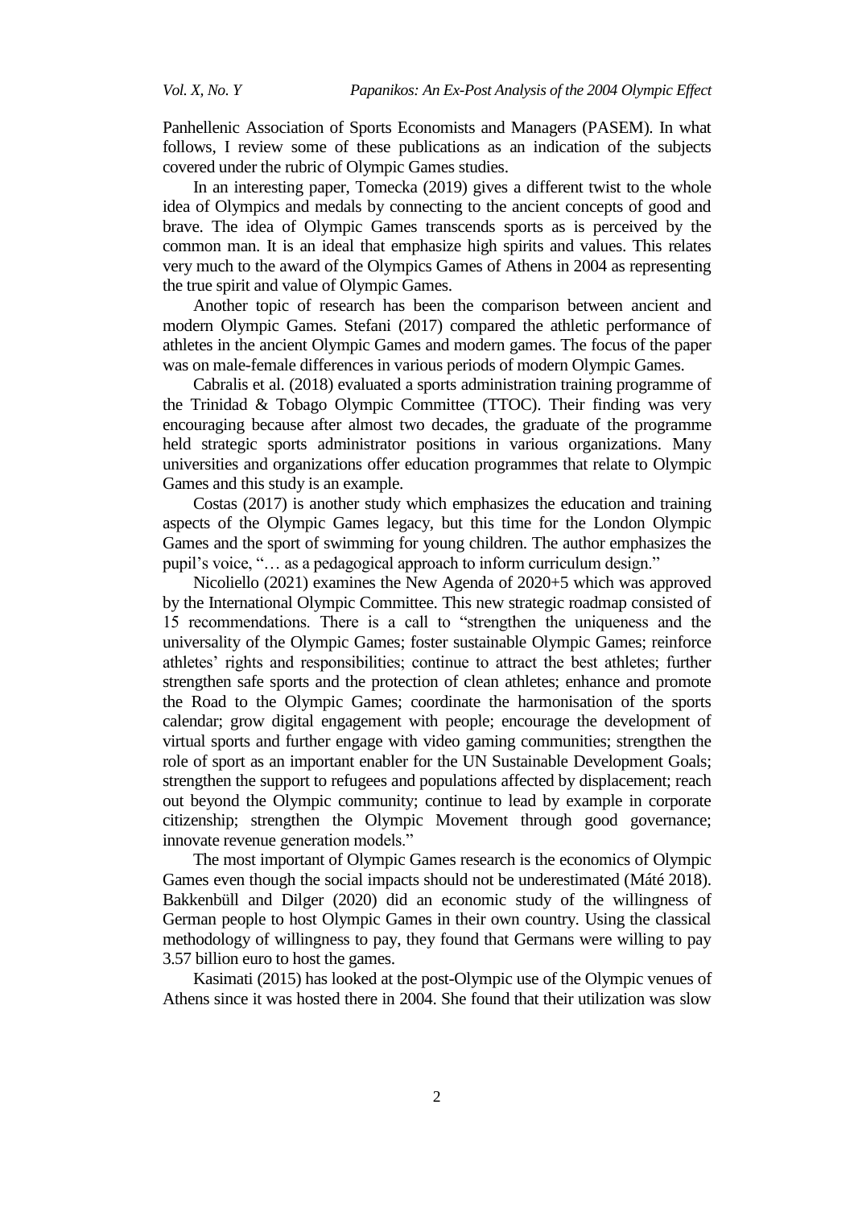Panhellenic Association of Sports Economists and Managers (PASEM). In what follows, I review some of these publications as an indication of the subjects covered under the rubric of Olympic Games studies.

In an interesting paper, Tomecka (2019) gives a different twist to the whole idea of Olympics and medals by connecting to the ancient concepts of good and brave. The idea of Olympic Games transcends sports as is perceived by the common man. It is an ideal that emphasize high spirits and values. This relates very much to the award of the Olympics Games of Athens in 2004 as representing the true spirit and value of Olympic Games.

Another topic of research has been the comparison between ancient and modern Olympic Games. Stefani (2017) compared the athletic performance of athletes in the ancient Olympic Games and modern games. The focus of the paper was on male-female differences in various periods of modern Olympic Games.

Cabralis et al. (2018) evaluated a sports administration training programme of the Trinidad & Tobago Olympic Committee (TTOC). Their finding was very encouraging because after almost two decades, the graduate of the programme held strategic sports administrator positions in various organizations. Many universities and organizations offer education programmes that relate to Olympic Games and this study is an example.

Costas (2017) is another study which emphasizes the education and training aspects of the Olympic Games legacy, but this time for the London Olympic Games and the sport of swimming for young children. The author emphasizes the pupil's voice, "… as a pedagogical approach to inform curriculum design."

Nicoliello (2021) examines the New Agenda of 2020+5 which was approved by the International Olympic Committee. This new strategic roadmap consisted of 15 recommendations. There is a call to "strengthen the uniqueness and the universality of the Olympic Games; foster sustainable Olympic Games; reinforce athletes' rights and responsibilities; continue to attract the best athletes; further strengthen safe sports and the protection of clean athletes; enhance and promote the Road to the Olympic Games; coordinate the harmonisation of the sports calendar; grow digital engagement with people; encourage the development of virtual sports and further engage with video gaming communities; strengthen the role of sport as an important enabler for the UN Sustainable Development Goals; strengthen the support to refugees and populations affected by displacement; reach out beyond the Olympic community; continue to lead by example in corporate citizenship; strengthen the Olympic Movement through good governance; innovate revenue generation models."

The most important of Olympic Games research is the economics of Olympic Games even though the social impacts should not be underestimated (Máté 2018). Bakkenbüll and Dilger (2020) did an economic study of the willingness of German people to host Olympic Games in their own country. Using the classical methodology of willingness to pay, they found that Germans were willing to pay 3.57 billion euro to host the games.

Kasimati (2015) has looked at the post-Olympic use of the Olympic venues of Athens since it was hosted there in 2004. She found that their utilization was slow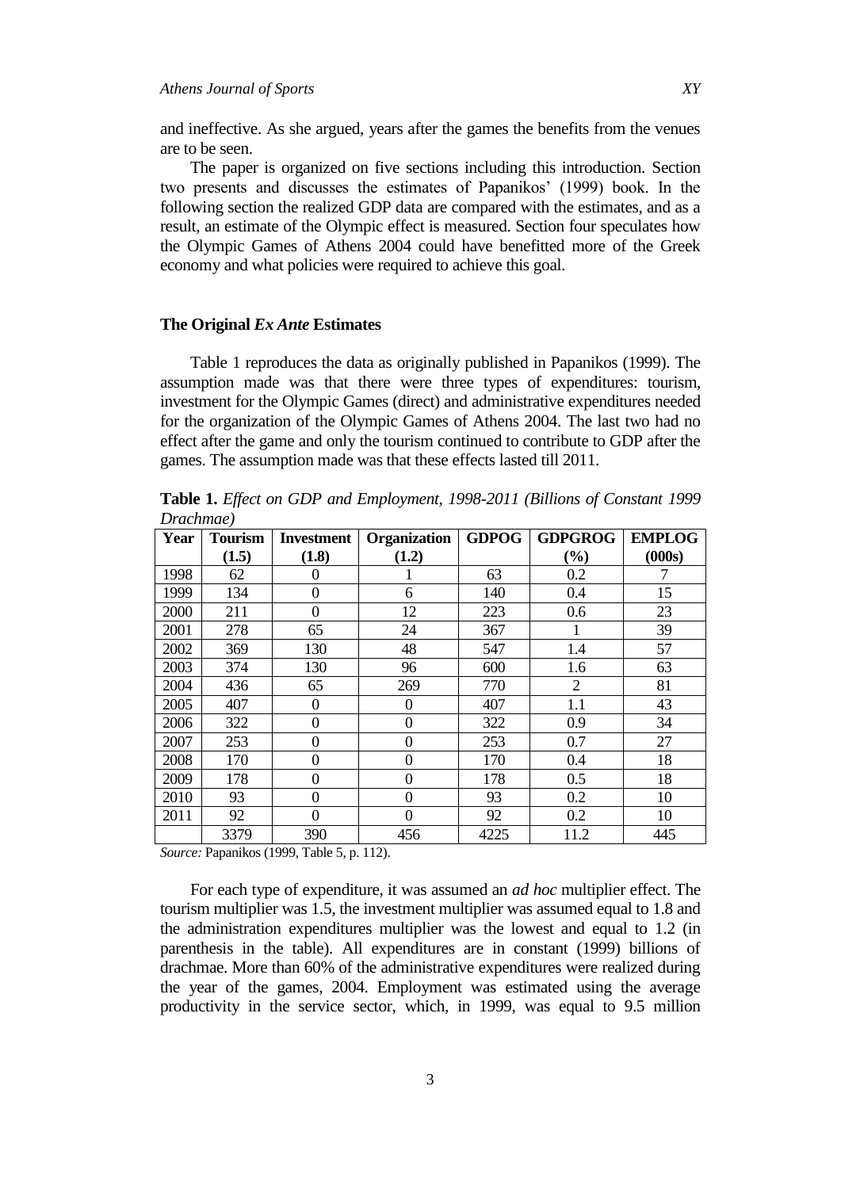and ineffective. As she argued, years after the games the benefits from the venues are to be seen.

The paper is organized on five sections including this introduction. Section two presents and discusses the estimates of Papanikos' (1999) book. In the following section the realized GDP data are compared with the estimates, and as a result, an estimate of the Olympic effect is measured. Section four speculates how the Olympic Games of Athens 2004 could have benefitted more of the Greek economy and what policies were required to achieve this goal.

## The Original *Ex Ante* Estimates

Table 1 reproduces the data as originally published in Papanikos (1999). The assumption made was that there were three types of expenditures: tourism, investment for the Olympic Games (direct) and administrative expenditures needed for the organization of the Olympic Games of Athens 2004. The last two had no effect after the game and only the tourism continued to contribute to GDP after the games. The assumption made was that these effects lasted till 2011.

**Table 1.** *Effect on GDP and Employment, 1998-2011 (Billions of Constant 1999 Drachmae)*

| Year | Tourism (1.5) | Investment (1.8) | Organization (1.2) | GDPOG | GDPGROG (%) | EMPLOG (000s) |
|---|---|---|---|---|---|---|
| 1998 | 62 | 0 | 1 | 63 | 0.2 | 7 |
| 1999 | 134 | 0 | 6 | 140 | 0.4 | 15 |
| 2000 | 211 | 0 | 12 | 223 | 0.6 | 23 |
| 2001 | 278 | 65 | 24 | 367 | 1 | 39 |
| 2002 | 369 | 130 | 48 | 547 | 1.4 | 57 |
| 2003 | 374 | 130 | 96 | 600 | 1.6 | 63 |
| 2004 | 436 | 65 | 269 | 770 | 2 | 81 |
| 2005 | 407 | 0 | 0 | 407 | 1.1 | 43 |
| 2006 | 322 | 0 | 0 | 322 | 0.9 | 34 |
| 2007 | 253 | 0 | 0 | 253 | 0.7 | 27 |
| 2008 | 170 | 0 | 0 | 170 | 0.4 | 18 |
| 2009 | 178 | 0 | 0 | 178 | 0.5 | 18 |
| 2010 | 93 | 0 | 0 | 93 | 0.2 | 10 |
| 2011 | 92 | 0 | 0 | 92 | 0.2 | 10 |
| | 3379 | 390 | 456 | 4225 | 11.2 | 445 |

*Source:* Papanikos (1999, Table 5, p. 112).

For each type of expenditure, it was assumed an *ad hoc* multiplier effect. The tourism multiplier was 1.5, the investment multiplier was assumed equal to 1.8 and the administration expenditures multiplier was the lowest and equal to 1.2 (in parenthesis in the table). All expenditures are in constant (1999) billions of drachmae. More than 60% of the administrative expenditures were realized during the year of the games, 2004. Employment was estimated using the average productivity in the service sector, which, in 1999, was equal to 9.5 million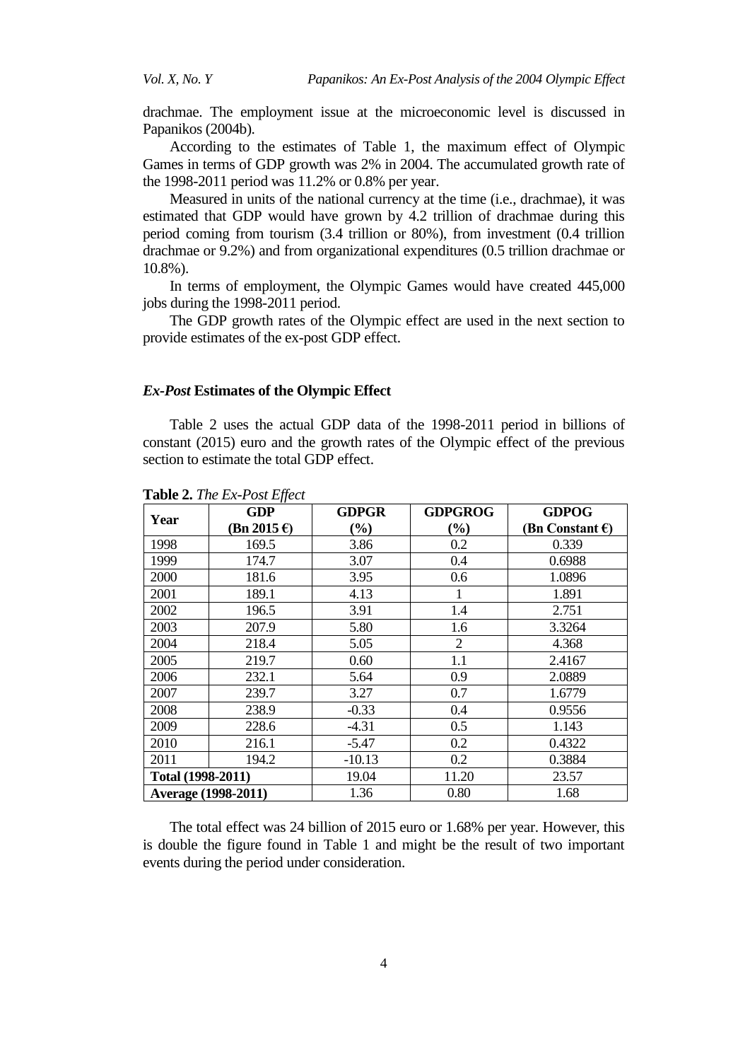drachmae. The employment issue at the microeconomic level is discussed in Papanikos (2004b).

According to the estimates of Table 1, the maximum effect of Olympic Games in terms of GDP growth was 2% in 2004. The accumulated growth rate of the 1998-2011 period was 11.2% or 0.8% per year.

Measured in units of the national currency at the time (i.e., drachmae), it was estimated that GDP would have grown by 4.2 trillion of drachmae during this period coming from tourism (3.4 trillion or 80%), from investment (0.4 trillion drachmae or 9.2%) and from organizational expenditures (0.5 trillion drachmae or 10.8%).

In terms of employment, the Olympic Games would have created 445,000 jobs during the 1998-2011 period.

The GDP growth rates of the Olympic effect are used in the next section to provide estimates of the ex-post GDP effect.

## *Ex-Post* Estimates of the Olympic Effect

Table 2 uses the actual GDP data of the 1998-2011 period in billions of constant (2015) euro and the growth rates of the Olympic effect of the previous section to estimate the total GDP effect.

**Table 2.** *The Ex-Post Effect*

| Year | GDP (Bn 2015 €) | GDPGR (%) | GDPGROG (%) | GDPOG (Bn Constant €) |
|---|---|---|---|---|
| 1998 | 169.5 | 3.86 | 0.2 | 0.339 |
| 1999 | 174.7 | 3.07 | 0.4 | 0.6988 |
| 2000 | 181.6 | 3.95 | 0.6 | 1.0896 |
| 2001 | 189.1 | 4.13 | 1 | 1.891 |
| 2002 | 196.5 | 3.91 | 1.4 | 2.751 |
| 2003 | 207.9 | 5.80 | 1.6 | 3.3264 |
| 2004 | 218.4 | 5.05 | 2 | 4.368 |
| 2005 | 219.7 | 0.60 | 1.1 | 2.4167 |
| 2006 | 232.1 | 5.64 | 0.9 | 2.0889 |
| 2007 | 239.7 | 3.27 | 0.7 | 1.6779 |
| 2008 | 238.9 | -0.33 | 0.4 | 0.9556 |
| 2009 | 228.6 | -4.31 | 0.5 | 1.143 |
| 2010 | 216.1 | -5.47 | 0.2 | 0.4322 |
| 2011 | 194.2 | -10.13 | 0.2 | 0.3884 |
| **Total (1998-2011)** | | 19.04 | 11.20 | 23.57 |
| **Average (1998-2011)** | | 1.36 | 0.80 | 1.68 |

The total effect was 24 billion of 2015 euro or 1.68% per year. However, this is double the figure found in Table 1 and might be the result of two important events during the period under consideration.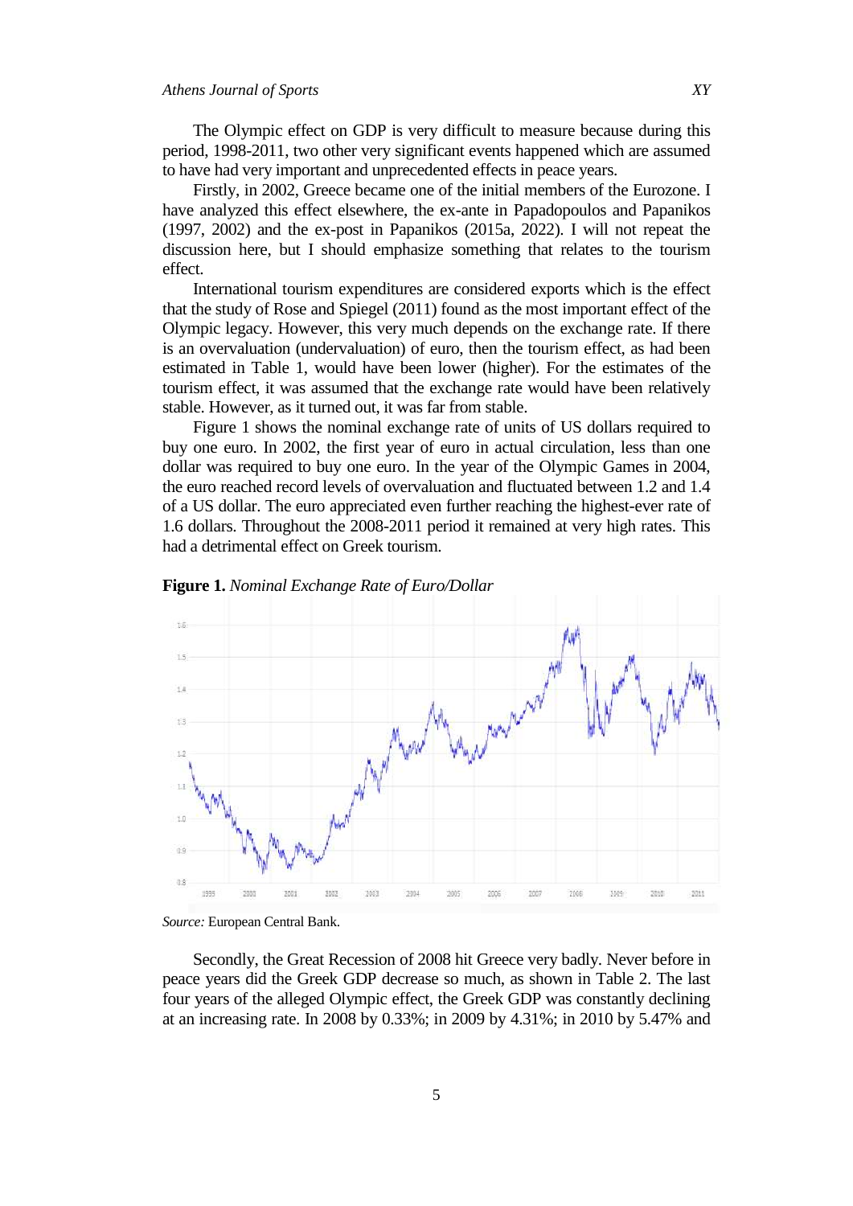The Olympic effect on GDP is very difficult to measure because during this period, 1998-2011, two other very significant events happened which are assumed to have had very important and unprecedented effects in peace years.

Firstly, in 2002, Greece became one of the initial members of the Eurozone. I have analyzed this effect elsewhere, the ex-ante in Papadopoulos and Papanikos (1997, 2002) and the ex-post in Papanikos (2015a, 2022). I will not repeat the discussion here, but I should emphasize something that relates to the tourism effect.

International tourism expenditures are considered exports which is the effect that the study of Rose and Spiegel (2011) found as the most important effect of the Olympic legacy. However, this very much depends on the exchange rate. If there is an overvaluation (undervaluation) of euro, then the tourism effect, as had been estimated in Table 1, would have been lower (higher). For the estimates of the tourism effect, it was assumed that the exchange rate would have been relatively stable. However, as it turned out, it was far from stable.

Figure 1 shows the nominal exchange rate of units of US dollars required to buy one euro. In 2002, the first year of euro in actual circulation, less than one dollar was required to buy one euro. In the year of the Olympic Games in 2004, the euro reached record levels of overvaluation and fluctuated between 1.2 and 1.4 of a US dollar. The euro appreciated even further reaching the highest-ever rate of 1.6 dollars. Throughout the 2008-2011 period it remained at very high rates. This had a detrimental effect on Greek tourism.

**Figure 1.** *Nominal Exchange Rate of Euro/Dollar*

*Source:* European Central Bank.

Secondly, the Great Recession of 2008 hit Greece very badly. Never before in peace years did the Greek GDP decrease so much, as shown in Table 2. The last four years of the alleged Olympic effect, the Greek GDP was constantly declining at an increasing rate. In 2008 by 0.33%; in 2009 by 4.31%; in 2010 by 5.47% and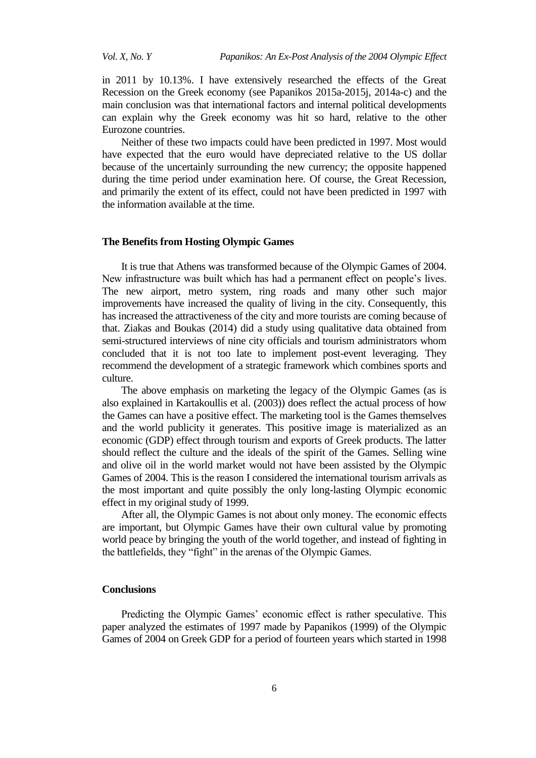in 2011 by 10.13%. I have extensively researched the effects of the Great Recession on the Greek economy (see Papanikos 2015a-2015j, 2014a-c) and the main conclusion was that international factors and internal political developments can explain why the Greek economy was hit so hard, relative to the other Eurozone countries.

Neither of these two impacts could have been predicted in 1997. Most would have expected that the euro would have depreciated relative to the US dollar because of the uncertainly surrounding the new currency; the opposite happened during the time period under examination here. Of course, the Great Recession, and primarily the extent of its effect, could not have been predicted in 1997 with the information available at the time.

## The Benefits from Hosting Olympic Games

It is true that Athens was transformed because of the Olympic Games of 2004. New infrastructure was built which has had a permanent effect on people's lives. The new airport, metro system, ring roads and many other such major improvements have increased the quality of living in the city. Consequently, this has increased the attractiveness of the city and more tourists are coming because of that. Ziakas and Boukas (2014) did a study using qualitative data obtained from semi-structured interviews of nine city officials and tourism administrators whom concluded that it is not too late to implement post-event leveraging. They recommend the development of a strategic framework which combines sports and culture.

The above emphasis on marketing the legacy of the Olympic Games (as is also explained in Kartakoullis et al. (2003)) does reflect the actual process of how the Games can have a positive effect. The marketing tool is the Games themselves and the world publicity it generates. This positive image is materialized as an economic (GDP) effect through tourism and exports of Greek products. The latter should reflect the culture and the ideals of the spirit of the Games. Selling wine and olive oil in the world market would not have been assisted by the Olympic Games of 2004. This is the reason I considered the international tourism arrivals as the most important and quite possibly the only long-lasting Olympic economic effect in my original study of 1999.

After all, the Olympic Games is not about only money. The economic effects are important, but Olympic Games have their own cultural value by promoting world peace by bringing the youth of the world together, and instead of fighting in the battlefields, they "fight" in the arenas of the Olympic Games.

## Conclusions

Predicting the Olympic Games' economic effect is rather speculative. This paper analyzed the estimates of 1997 made by Papanikos (1999) of the Olympic Games of 2004 on Greek GDP for a period of fourteen years which started in 1998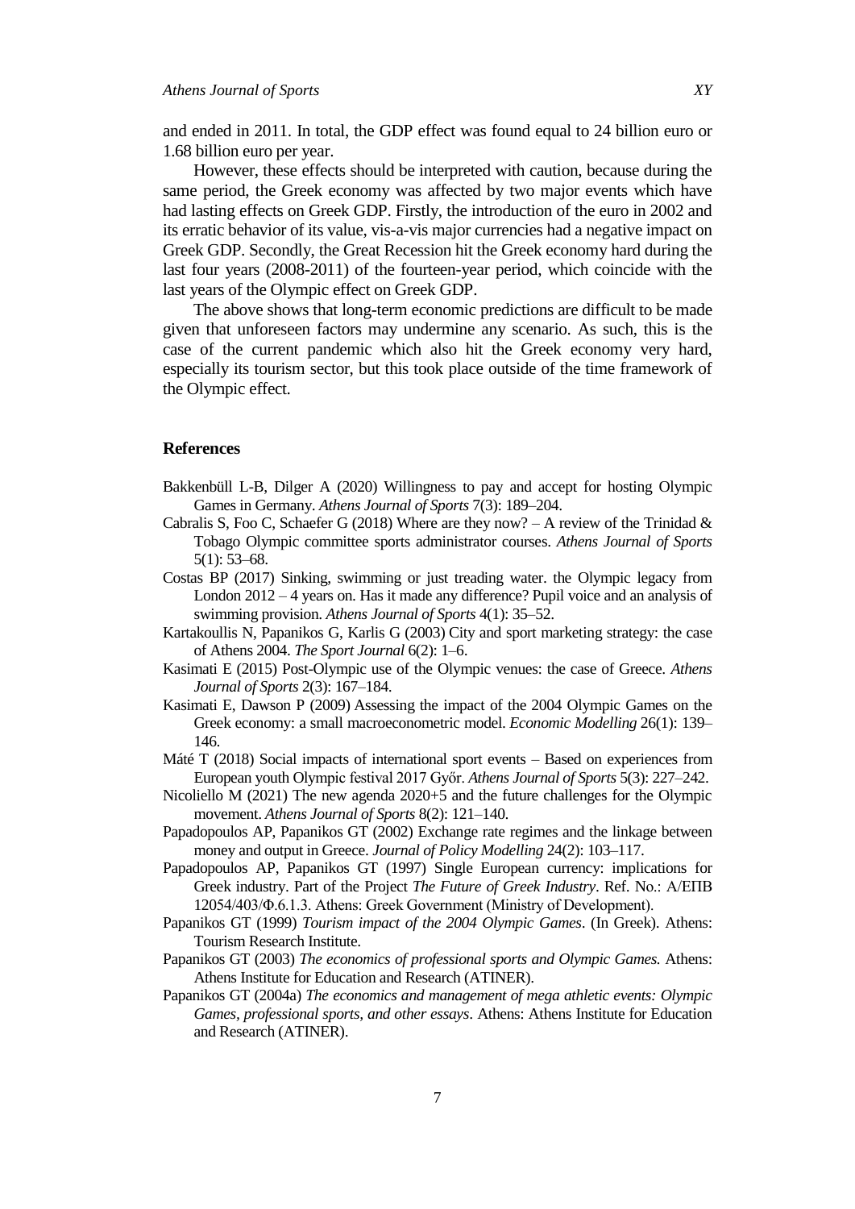and ended in 2011. In total, the GDP effect was found equal to 24 billion euro or 1.68 billion euro per year.

However, these effects should be interpreted with caution, because during the same period, the Greek economy was affected by two major events which have had lasting effects on Greek GDP. Firstly, the introduction of the euro in 2002 and its erratic behavior of its value, vis-a-vis major currencies had a negative impact on Greek GDP. Secondly, the Great Recession hit the Greek economy hard during the last four years (2008-2011) of the fourteen-year period, which coincide with the last years of the Olympic effect on Greek GDP.

The above shows that long-term economic predictions are difficult to be made given that unforeseen factors may undermine any scenario. As such, this is the case of the current pandemic which also hit the Greek economy very hard, especially its tourism sector, but this took place outside of the time framework of the Olympic effect.

## References

Bakkenbüll L-B, Dilger A (2020) Willingness to pay and accept for hosting Olympic Games in Germany. *Athens Journal of Sports* 7(3): 189–204.

Cabralis S, Foo C, Schaefer G (2018) Where are they now? – A review of the Trinidad & Tobago Olympic committee sports administrator courses. *Athens Journal of Sports* 5(1): 53–68.

Costas BP (2017) Sinking, swimming or just treading water. the Olympic legacy from London 2012 – 4 years on. Has it made any difference? Pupil voice and an analysis of swimming provision. *Athens Journal of Sports* 4(1): 35–52.

Kartakoullis N, Papanikos G, Karlis G (2003) City and sport marketing strategy: the case of Athens 2004. *The Sport Journal* 6(2): 1–6.

Kasimati E (2015) Post-Olympic use of the Olympic venues: the case of Greece. *Athens Journal of Sports* 2(3): 167–184.

Kasimati E, Dawson P (2009) Assessing the impact of the 2004 Olympic Games on the Greek economy: a small macroeconometric model. *Economic Modelling* 26(1): 139–146.

Máté T (2018) Social impacts of international sport events – Based on experiences from European youth Olympic festival 2017 Győr. *Athens Journal of Sports* 5(3): 227–242.

Nicoliello M (2021) The new agenda 2020+5 and the future challenges for the Olympic movement. *Athens Journal of Sports* 8(2): 121–140.

Papadopoulos AP, Papanikos GT (2002) Exchange rate regimes and the linkage between money and output in Greece. *Journal of Policy Modelling* 24(2): 103–117.

Papadopoulos AP, Papanikos GT (1997) Single European currency: implications for Greek industry. Part of the Project *The Future of Greek Industry*. Ref. No.: Α/ΕΠΒ 12054/403/Φ.6.1.3. Athens: Greek Government (Ministry of Development).

Papanikos GT (1999) *Tourism impact of the 2004 Olympic Games*. (In Greek). Athens: Tourism Research Institute.

Papanikos GT (2003) *The economics of professional sports and Olympic Games.* Athens: Athens Institute for Education and Research (ATINER).

Papanikos GT (2004a) *The economics and management of mega athletic events: Olympic Games, professional sports, and other essays*. Athens: Athens Institute for Education and Research (ATINER).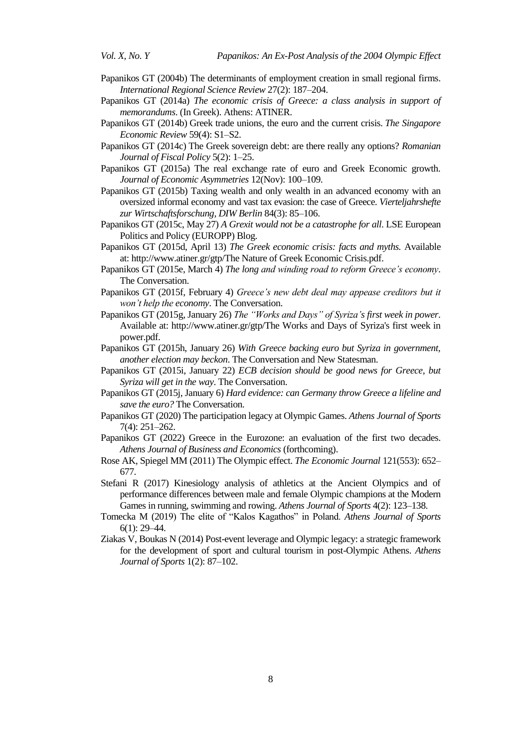Papanikos GT (2004b) The determinants of employment creation in small regional firms. *International Regional Science Review* 27(2): 187–204.

Papanikos GT (2014a) *The economic crisis of Greece: a class analysis in support of memorandums*. (In Greek). Athens: ATINER.

Papanikos GT (2014b) Greek trade unions, the euro and the current crisis. *The Singapore Economic Review* 59(4): S1–S2.

Papanikos GT (2014c) The Greek sovereign debt: are there really any options? *Romanian Journal of Fiscal Policy* 5(2): 1–25.

Papanikos GT (2015a) The real exchange rate of euro and Greek Economic growth. *Journal of Economic Asymmetries* 12(Nov): 100–109.

Papanikos GT (2015b) Taxing wealth and only wealth in an advanced economy with an oversized informal economy and vast tax evasion: the case of Greece. *Vierteljahrshefte zur Wirtschaftsforschung, DIW Berlin* 84(3): 85–106.

Papanikos GT (2015c, May 27) *A Grexit would not be a catastrophe for all*. LSE European Politics and Policy (EUROPP) Blog.

Papanikos GT (2015d, April 13) *The Greek economic crisis: facts and myths.* Available at: http://www.atiner.gr/gtp/The Nature of Greek Economic Crisis.pdf.

Papanikos GT (2015e, March 4) *The long and winding road to reform Greece's economy*. The Conversation.

Papanikos GT (2015f, February 4) *Greece's new debt deal may appease creditors but it won't help the economy*. The Conversation.

Papanikos GT (2015g, January 26) *The "Works and Days" of Syriza's first week in power*. Available at: http://www.atiner.gr/gtp/The Works and Days of Syriza's first week in power.pdf.

Papanikos GT (2015h, January 26) *With Greece backing euro but Syriza in government, another election may beckon*. The Conversation and New Statesman.

Papanikos GT (2015i, January 22) *ECB decision should be good news for Greece, but Syriza will get in the way*. The Conversation.

Papanikos GT (2015j, January 6) *Hard evidence: can Germany throw Greece a lifeline and save the euro?* The Conversation.

Papanikos GT (2020) The participation legacy at Olympic Games. *Athens Journal of Sports* 7(4): 251–262.

Papanikos GT (2022) Greece in the Eurozone: an evaluation of the first two decades. *Athens Journal of Business and Economics* (forthcoming).

Rose AK, Spiegel MM (2011) The Olympic effect. *The Economic Journal* 121(553): 652–677.

Stefani R (2017) Kinesiology analysis of athletics at the Ancient Olympics and of performance differences between male and female Olympic champions at the Modern Games in running, swimming and rowing. *Athens Journal of Sports* 4(2): 123–138.

Tomecka M (2019) The elite of "Kalos Kagathos" in Poland. *Athens Journal of Sports* 6(1): 29–44.

Ziakas V, Boukas N (2014) Post-event leverage and Olympic legacy: a strategic framework for the development of sport and cultural tourism in post-Olympic Athens. *Athens Journal of Sports* 1(2): 87–102.